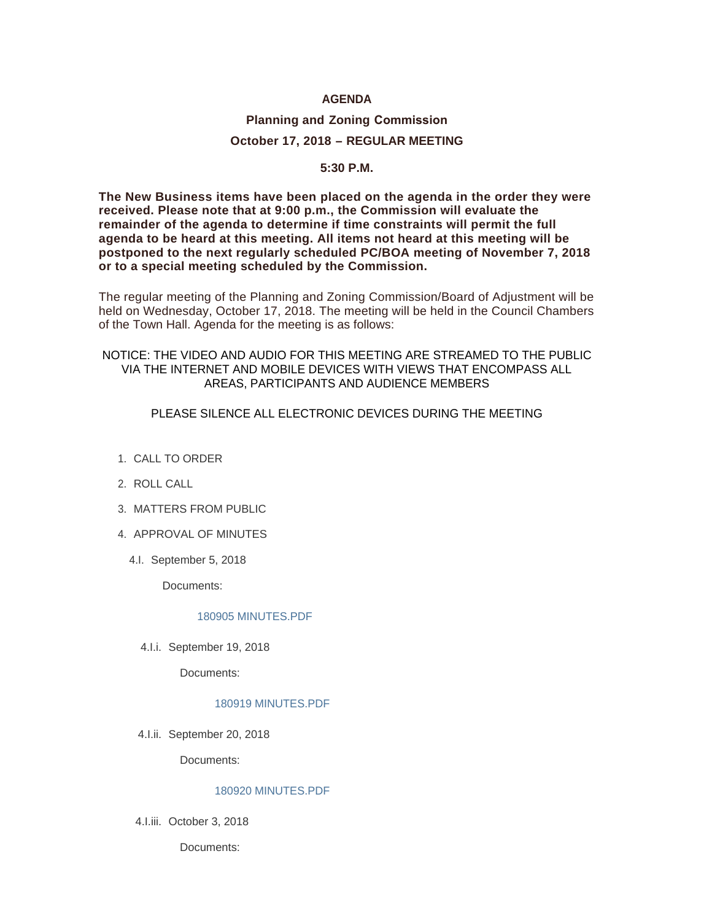**AGENDA**

**Planning and Zoning Commission**

**October 17, 2018 – REGULAR MEETING**

**5:30 P.M.**

**The New Business items have been placed on the agenda in the order they were received. Please note that at 9:00 p.m., the Commission will evaluate the remainder of the agenda to determine if time constraints will permit the full agenda to be heard at this meeting. All items not heard at this meeting will be postponed to the next regularly scheduled PC/BOA meeting of November 7, 2018 or to a special meeting scheduled by the Commission.**

The regular meeting of the Planning and Zoning Commission/Board of Adjustment will be held on Wednesday, October 17, 2018. The meeting will be held in the Council Chambers of the Town Hall. Agenda for the meeting is as follows:

NOTICE: THE VIDEO AND AUDIO FOR THIS MEETING ARE STREAMED TO THE PUBLIC VIA THE INTERNET AND MOBILE DEVICES WITH VIEWS THAT ENCOMPASS ALL AREAS, PARTICIPANTS AND AUDIENCE MEMBERS

PLEASE SILENCE ALL ELECTRONIC DEVICES DURING THE MEETING

1. CALL TO ORDER
2. ROLL CALL
3. MATTERS FROM PUBLIC
4. APPROVAL OF MINUTES

4.I. September 5, 2018

Documents:

180905 MINUTES.PDF

4.I.i. September 19, 2018

Documents:

180919 MINUTES.PDF

4.I.ii. September 20, 2018

Documents:

180920 MINUTES.PDF

4.I.iii. October 3, 2018

Documents: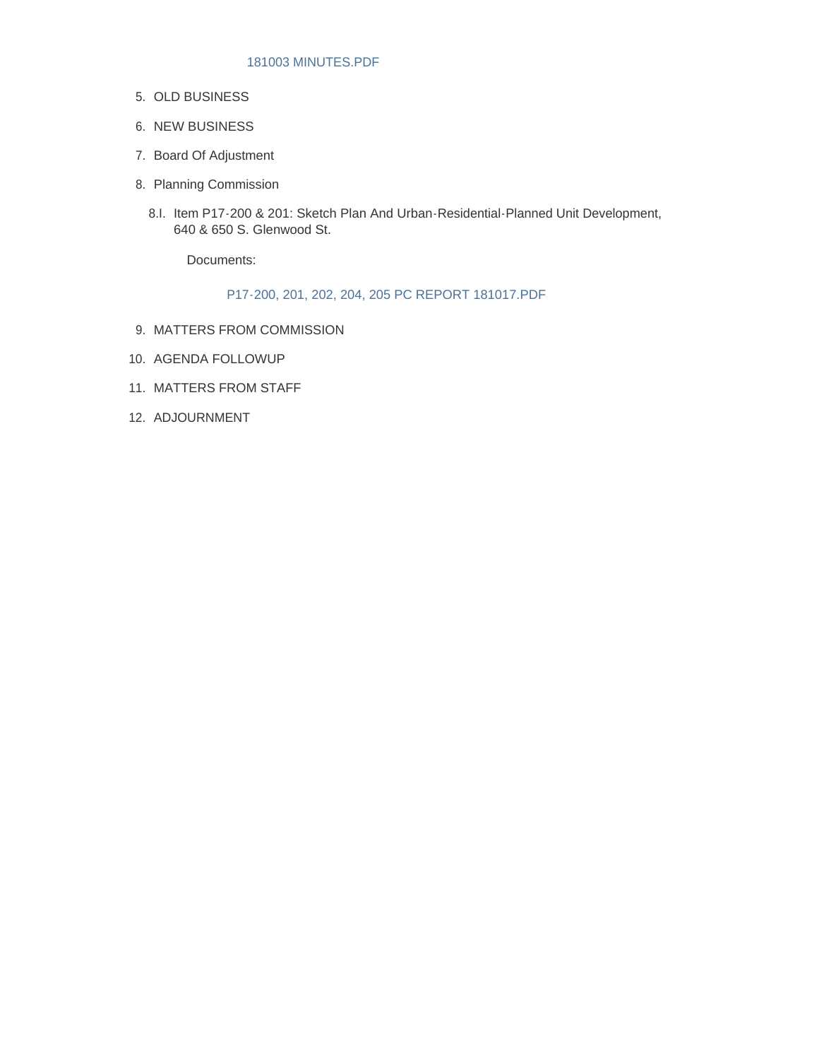181003 MINUTES.PDF

5. OLD BUSINESS

6. NEW BUSINESS

7. Board Of Adjustment

8. Planning Commission

   8.I. Item P17-200 & 201: Sketch Plan And Urban-Residential-Planned Unit Development, 640 & 650 S. Glenwood St.

   Documents:

   P17-200, 201, 202, 204, 205 PC REPORT 181017.PDF

9. MATTERS FROM COMMISSION

10. AGENDA FOLLOWUP

11. MATTERS FROM STAFF

12. ADJOURNMENT